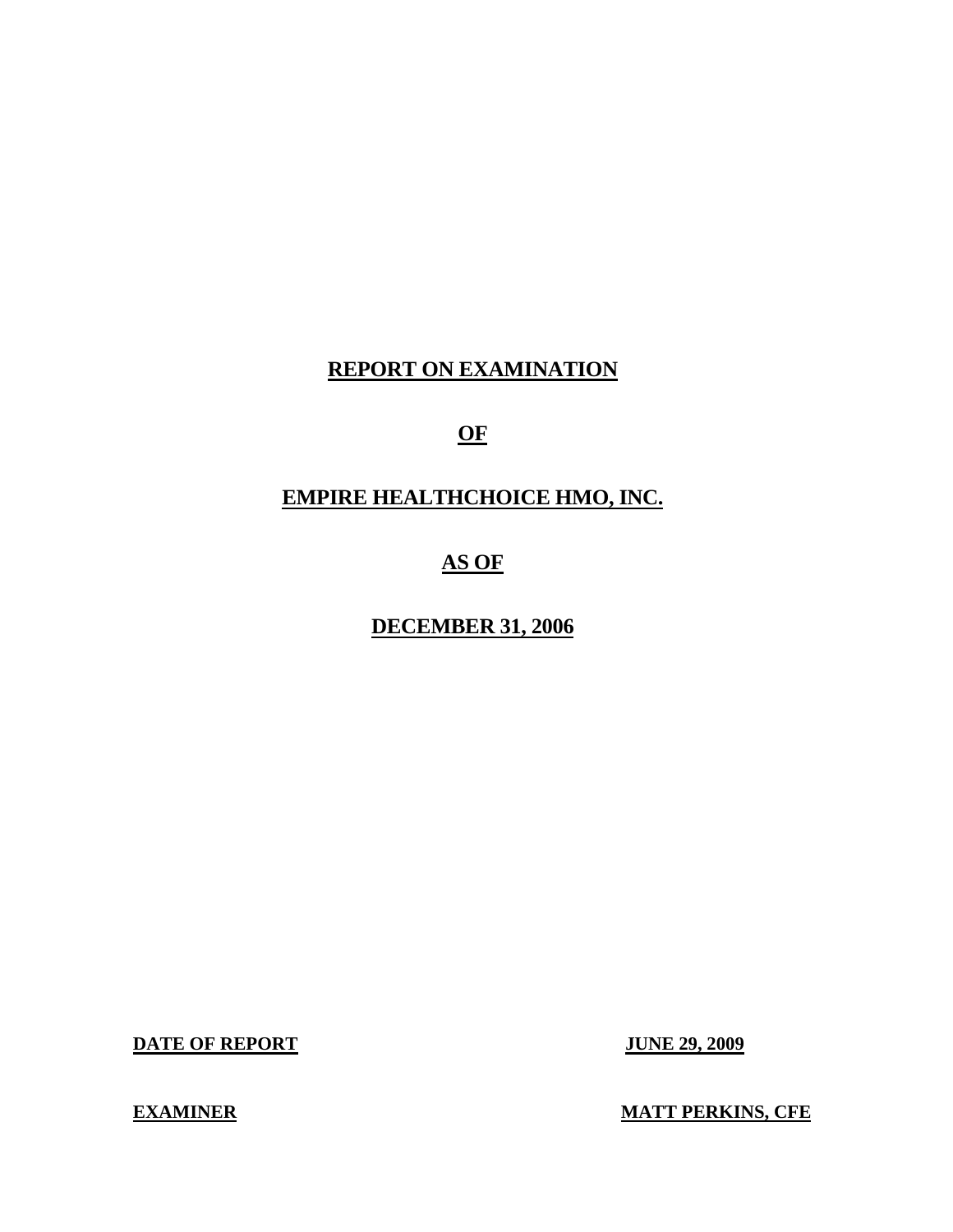# REPORT ON EXAMINATION

# OF

# EMPIRE HEALTHCHOICE HMO, INC.

# AS OF

# DECEMBER 31, 2006

| **DATE OF REPORT** | **JUNE 29, 2009** |
|---|---|
| **EXAMINER** | **MATT PERKINS, CFE** |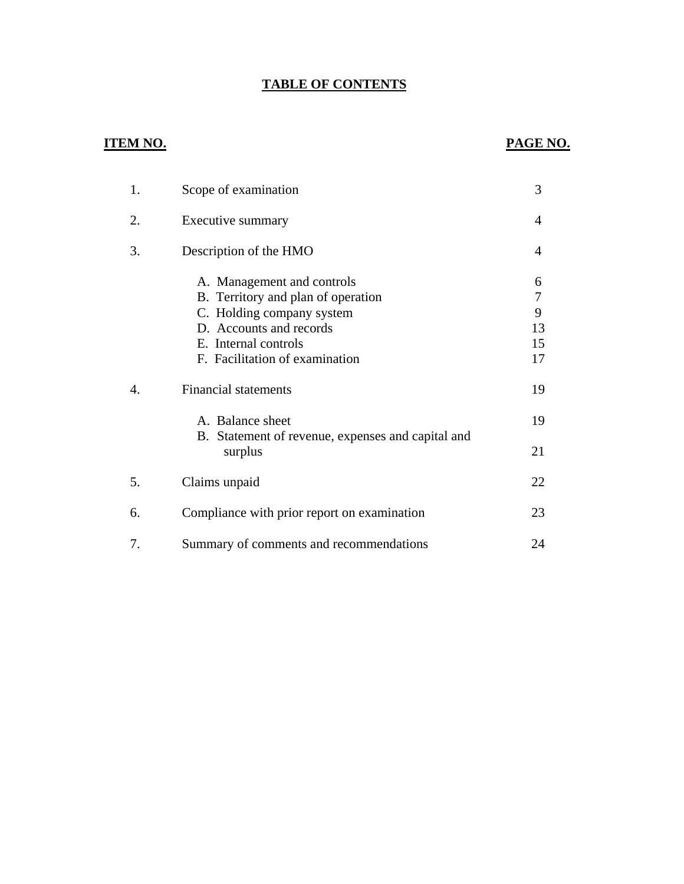# TABLE OF CONTENTS

| ITEM NO. | | PAGE NO. |
|---|---|---|
| 1. | Scope of examination | 3 |
| 2. | Executive summary | 4 |
| 3. | Description of the HMO | 4 |
| | A. Management and controls | 6 |
| | B. Territory and plan of operation | 7 |
| | C. Holding company system | 9 |
| | D. Accounts and records | 13 |
| | E. Internal controls | 15 |
| | F. Facilitation of examination | 17 |
| 4. | Financial statements | 19 |
| | A. Balance sheet | 19 |
| | B. Statement of revenue, expenses and capital and surplus | 21 |
| 5. | Claims unpaid | 22 |
| 6. | Compliance with prior report on examination | 23 |
| 7. | Summary of comments and recommendations | 24 |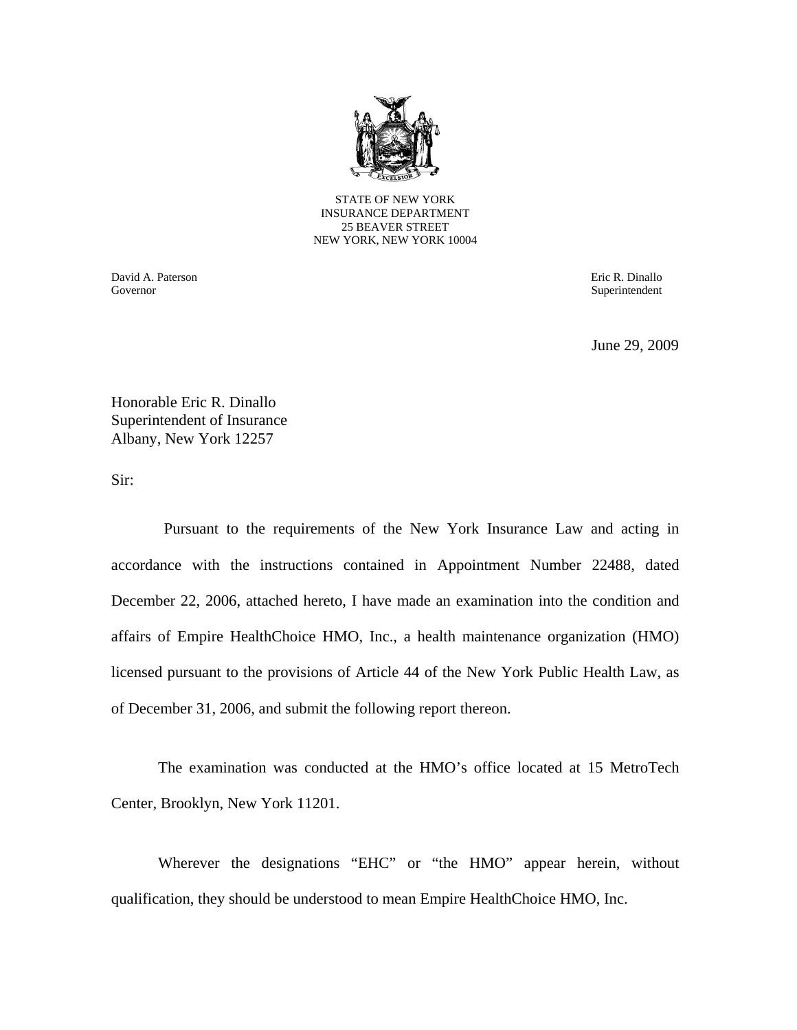STATE OF NEW YORK
INSURANCE DEPARTMENT
25 BEAVER STREET
NEW YORK, NEW YORK 10004

David A. Paterson
Governor

Eric R. Dinallo
Superintendent

June 29, 2009

Honorable Eric R. Dinallo
Superintendent of Insurance
Albany, New York 12257

Sir:

Pursuant to the requirements of the New York Insurance Law and acting in accordance with the instructions contained in Appointment Number 22488, dated December 22, 2006, attached hereto, I have made an examination into the condition and affairs of Empire HealthChoice HMO, Inc., a health maintenance organization (HMO) licensed pursuant to the provisions of Article 44 of the New York Public Health Law, as of December 31, 2006, and submit the following report thereon.

The examination was conducted at the HMO's office located at 15 MetroTech Center, Brooklyn, New York 11201.

Wherever the designations "EHC" or "the HMO" appear herein, without qualification, they should be understood to mean Empire HealthChoice HMO, Inc.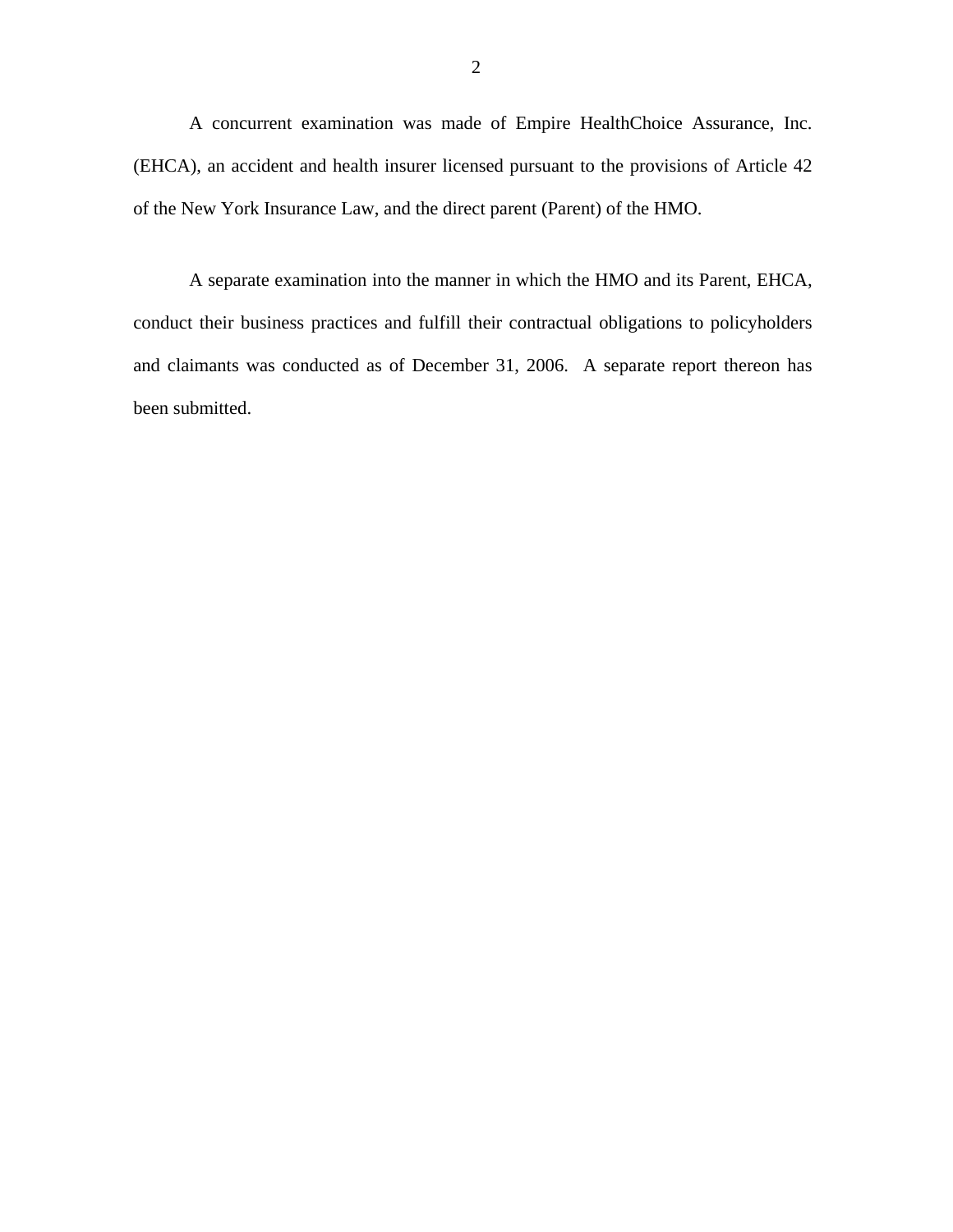A concurrent examination was made of Empire HealthChoice Assurance, Inc. (EHCA), an accident and health insurer licensed pursuant to the provisions of Article 42 of the New York Insurance Law, and the direct parent (Parent) of the HMO.

A separate examination into the manner in which the HMO and its Parent, EHCA, conduct their business practices and fulfill their contractual obligations to policyholders and claimants was conducted as of December 31, 2006. A separate report thereon has been submitted.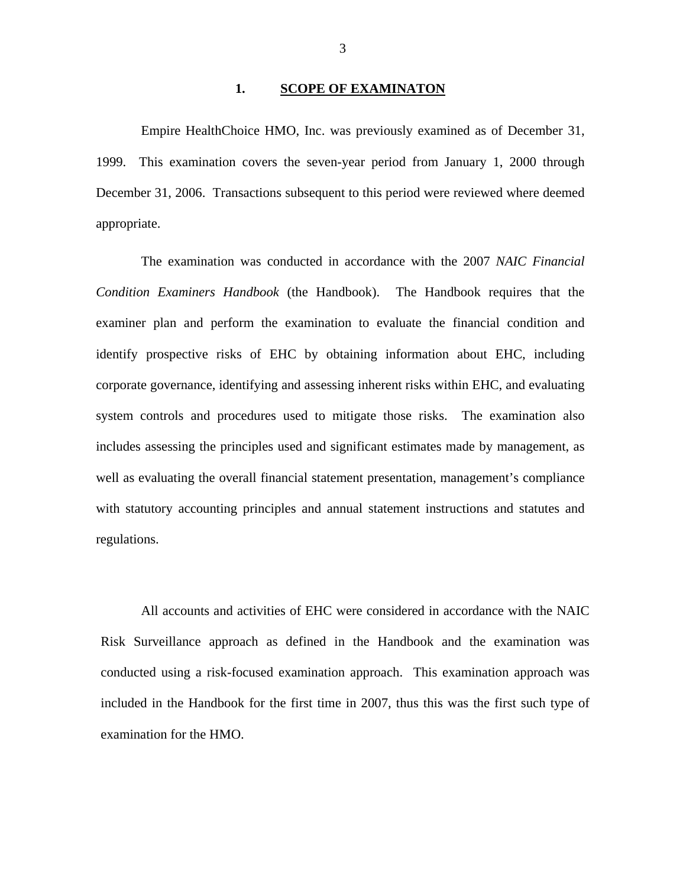## 1. SCOPE OF EXAMINATON

Empire HealthChoice HMO, Inc. was previously examined as of December 31, 1999. This examination covers the seven-year period from January 1, 2000 through December 31, 2006. Transactions subsequent to this period were reviewed where deemed appropriate.

The examination was conducted in accordance with the 2007 *NAIC Financial Condition Examiners Handbook* (the Handbook). The Handbook requires that the examiner plan and perform the examination to evaluate the financial condition and identify prospective risks of EHC by obtaining information about EHC, including corporate governance, identifying and assessing inherent risks within EHC, and evaluating system controls and procedures used to mitigate those risks. The examination also includes assessing the principles used and significant estimates made by management, as well as evaluating the overall financial statement presentation, management's compliance with statutory accounting principles and annual statement instructions and statutes and regulations.

All accounts and activities of EHC were considered in accordance with the NAIC Risk Surveillance approach as defined in the Handbook and the examination was conducted using a risk-focused examination approach. This examination approach was included in the Handbook for the first time in 2007, thus this was the first such type of examination for the HMO.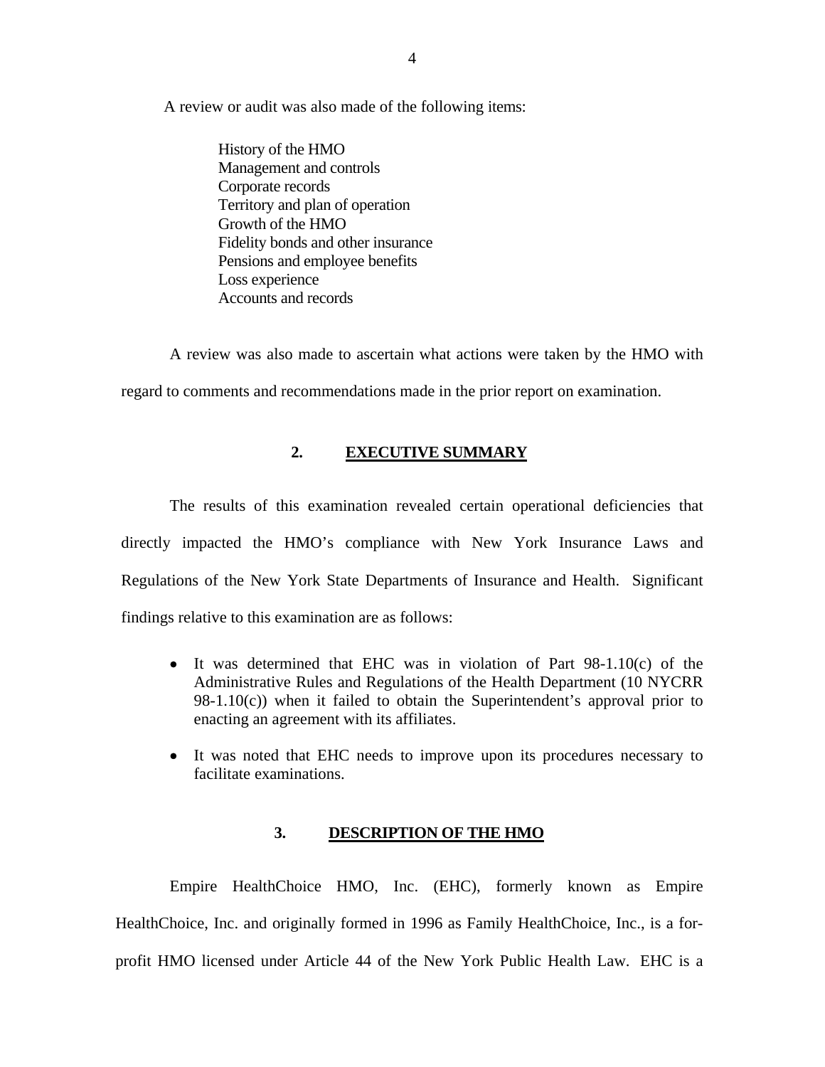A review or audit was also made of the following items:

History of the HMO
Management and controls
Corporate records
Territory and plan of operation
Growth of the HMO
Fidelity bonds and other insurance
Pensions and employee benefits
Loss experience
Accounts and records

A review was also made to ascertain what actions were taken by the HMO with regard to comments and recommendations made in the prior report on examination.

## 2. EXECUTIVE SUMMARY

The results of this examination revealed certain operational deficiencies that directly impacted the HMO's compliance with New York Insurance Laws and Regulations of the New York State Departments of Insurance and Health. Significant findings relative to this examination are as follows:

- It was determined that EHC was in violation of Part 98-1.10(c) of the Administrative Rules and Regulations of the Health Department (10 NYCRR 98-1.10(c)) when it failed to obtain the Superintendent's approval prior to enacting an agreement with its affiliates.
- It was noted that EHC needs to improve upon its procedures necessary to facilitate examinations.

## 3. DESCRIPTION OF THE HMO

Empire HealthChoice HMO, Inc. (EHC), formerly known as Empire HealthChoice, Inc. and originally formed in 1996 as Family HealthChoice, Inc., is a for-profit HMO licensed under Article 44 of the New York Public Health Law. EHC is a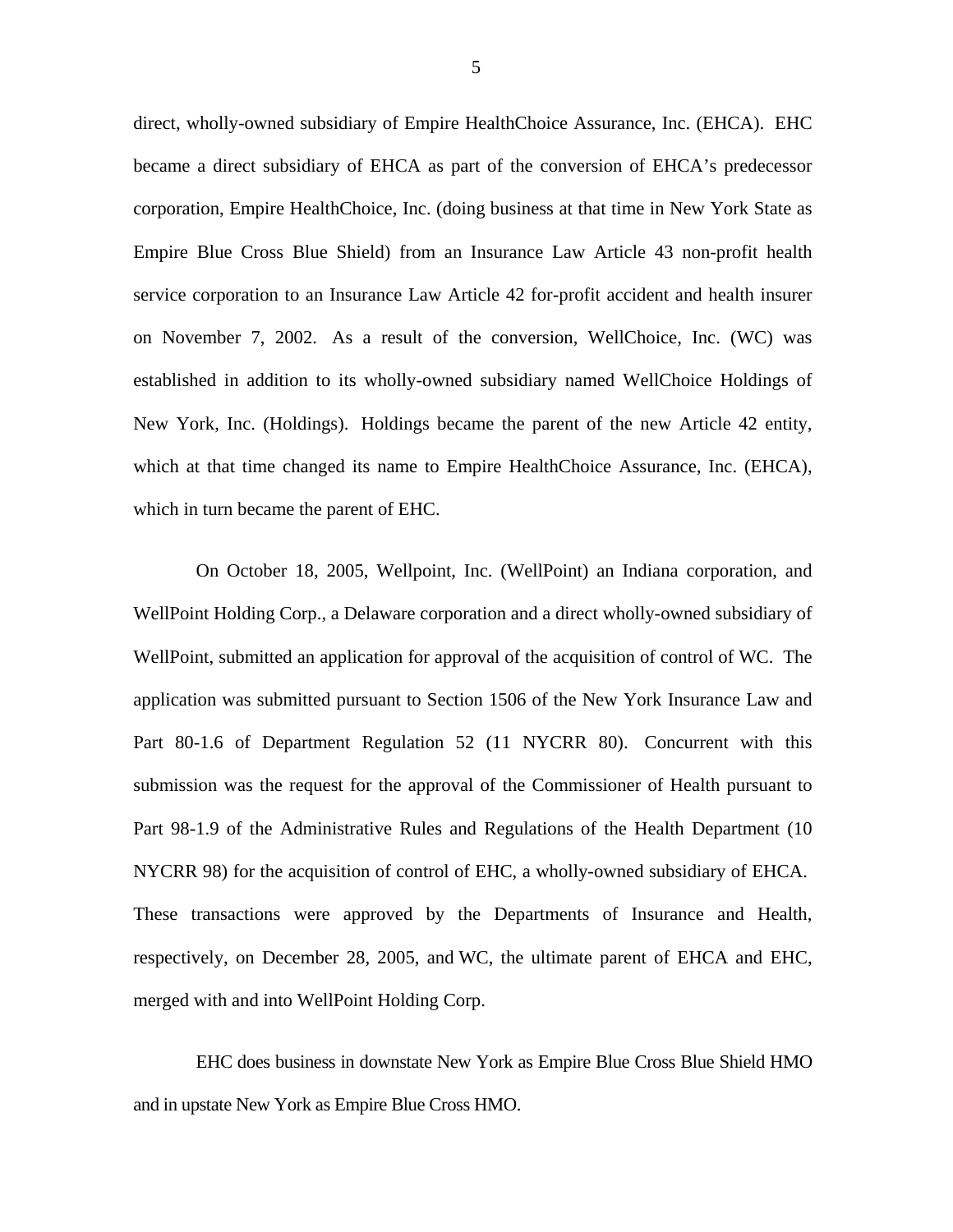direct, wholly-owned subsidiary of Empire HealthChoice Assurance, Inc. (EHCA). EHC became a direct subsidiary of EHCA as part of the conversion of EHCA's predecessor corporation, Empire HealthChoice, Inc. (doing business at that time in New York State as Empire Blue Cross Blue Shield) from an Insurance Law Article 43 non-profit health service corporation to an Insurance Law Article 42 for-profit accident and health insurer on November 7, 2002. As a result of the conversion, WellChoice, Inc. (WC) was established in addition to its wholly-owned subsidiary named WellChoice Holdings of New York, Inc. (Holdings). Holdings became the parent of the new Article 42 entity, which at that time changed its name to Empire HealthChoice Assurance, Inc. (EHCA), which in turn became the parent of EHC.

On October 18, 2005, Wellpoint, Inc. (WellPoint) an Indiana corporation, and WellPoint Holding Corp., a Delaware corporation and a direct wholly-owned subsidiary of WellPoint, submitted an application for approval of the acquisition of control of WC. The application was submitted pursuant to Section 1506 of the New York Insurance Law and Part 80-1.6 of Department Regulation 52 (11 NYCRR 80). Concurrent with this submission was the request for the approval of the Commissioner of Health pursuant to Part 98-1.9 of the Administrative Rules and Regulations of the Health Department (10 NYCRR 98) for the acquisition of control of EHC, a wholly-owned subsidiary of EHCA. These transactions were approved by the Departments of Insurance and Health, respectively, on December 28, 2005, and WC, the ultimate parent of EHCA and EHC, merged with and into WellPoint Holding Corp.

EHC does business in downstate New York as Empire Blue Cross Blue Shield HMO and in upstate New York as Empire Blue Cross HMO.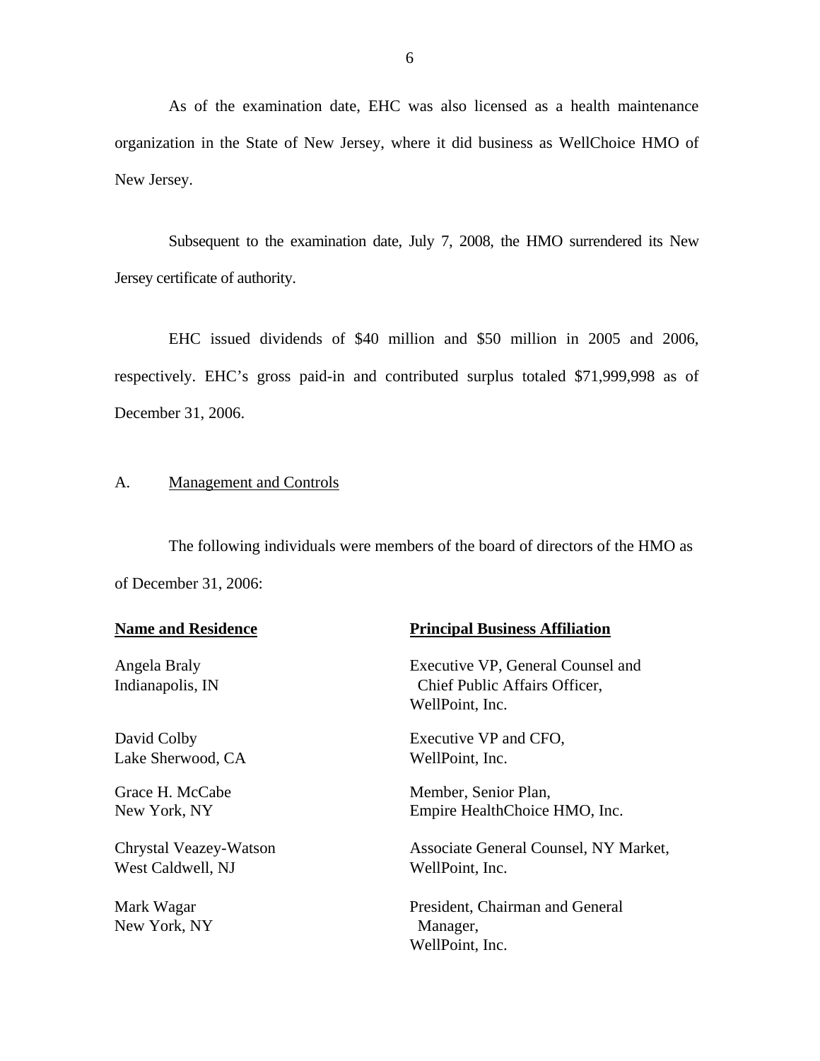As of the examination date, EHC was also licensed as a health maintenance organization in the State of New Jersey, where it did business as WellChoice HMO of New Jersey.

Subsequent to the examination date, July 7, 2008, the HMO surrendered its New Jersey certificate of authority.

EHC issued dividends of $40 million and $50 million in 2005 and 2006, respectively. EHC's gross paid-in and contributed surplus totaled $71,999,998 as of December 31, 2006.

## A. Management and Controls

The following individuals were members of the board of directors of the HMO as of December 31, 2006:

| Name and Residence | Principal Business Affiliation |
|---|---|
| Angela Braly<br>Indianapolis, IN | Executive VP, General Counsel and Chief Public Affairs Officer, WellPoint, Inc. |
| David Colby<br>Lake Sherwood, CA | Executive VP and CFO, WellPoint, Inc. |
| Grace H. McCabe<br>New York, NY | Member, Senior Plan, Empire HealthChoice HMO, Inc. |
| Chrystal Veazey-Watson<br>West Caldwell, NJ | Associate General Counsel, NY Market, WellPoint, Inc. |
| Mark Wagar<br>New York, NY | President, Chairman and General Manager, WellPoint, Inc. |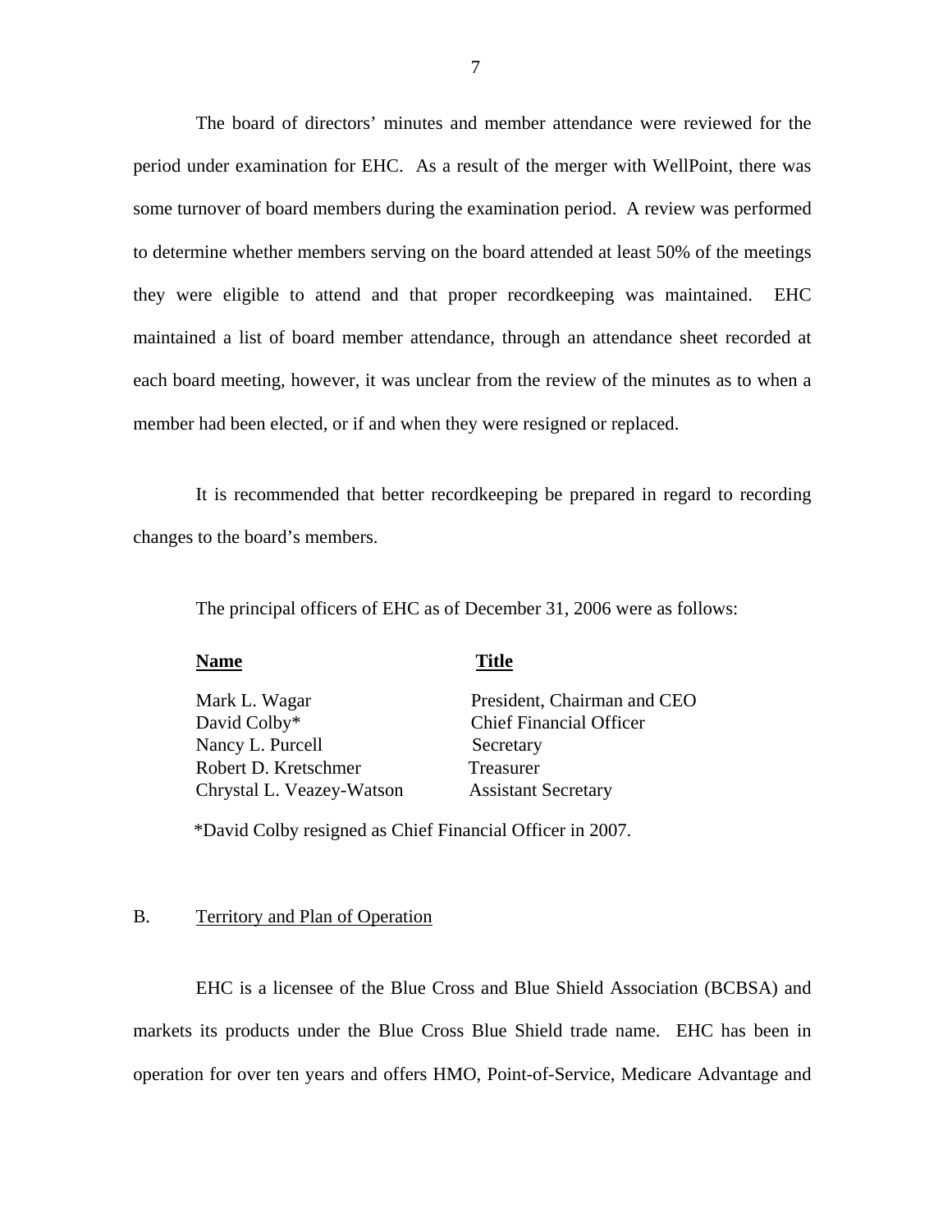The board of directors' minutes and member attendance were reviewed for the period under examination for EHC. As a result of the merger with WellPoint, there was some turnover of board members during the examination period. A review was performed to determine whether members serving on the board attended at least 50% of the meetings they were eligible to attend and that proper recordkeeping was maintained. EHC maintained a list of board member attendance, through an attendance sheet recorded at each board meeting, however, it was unclear from the review of the minutes as to when a member had been elected, or if and when they were resigned or replaced.

It is recommended that better recordkeeping be prepared in regard to recording changes to the board's members.

The principal officers of EHC as of December 31, 2006 were as follows:

| Name | Title |
|---|---|
| Mark L. Wagar | President, Chairman and CEO |
| David Colby* | Chief Financial Officer |
| Nancy L. Purcell | Secretary |
| Robert D. Kretschmer | Treasurer |
| Chrystal L. Veazey-Watson | Assistant Secretary |

*David Colby resigned as Chief Financial Officer in 2007.

## B. Territory and Plan of Operation

EHC is a licensee of the Blue Cross and Blue Shield Association (BCBSA) and markets its products under the Blue Cross Blue Shield trade name. EHC has been in operation for over ten years and offers HMO, Point-of-Service, Medicare Advantage and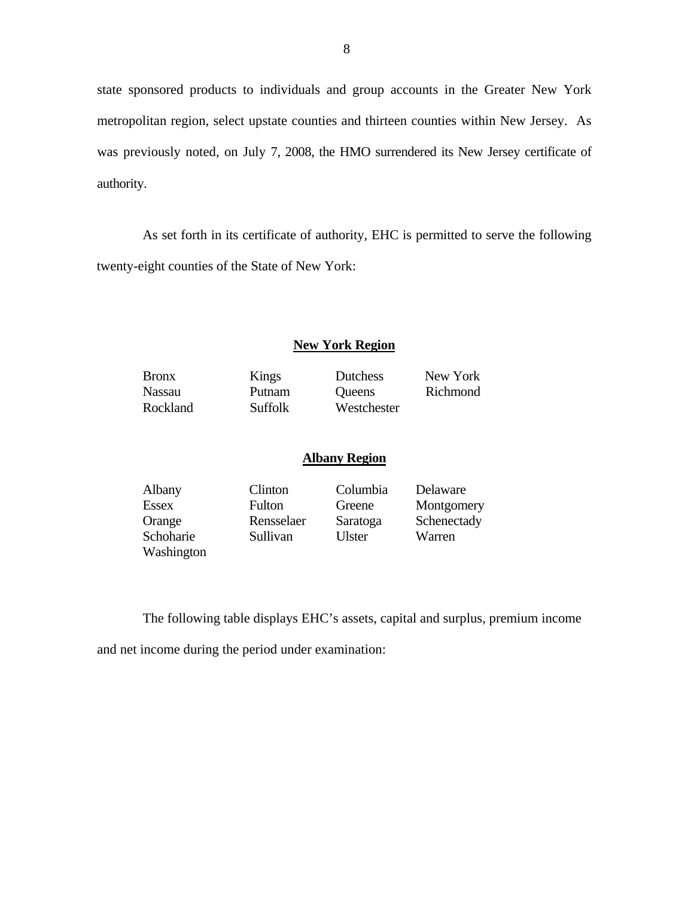state sponsored products to individuals and group accounts in the Greater New York metropolitan region, select upstate counties and thirteen counties within New Jersey. As was previously noted, on July 7, 2008, the HMO surrendered its New Jersey certificate of authority.

As set forth in its certificate of authority, EHC is permitted to serve the following twenty-eight counties of the State of New York:

**New York Region**

| | | | |
|---|---|---|---|
| Bronx | Kings | Dutchess | New York |
| Nassau | Putnam | Queens | Richmond |
| Rockland | Suffolk | Westchester | |

**Albany Region**

| | | | |
|---|---|---|---|
| Albany | Clinton | Columbia | Delaware |
| Essex | Fulton | Greene | Montgomery |
| Orange | Rensselaer | Saratoga | Schenectady |
| Schoharie | Sullivan | Ulster | Warren |
| Washington | | | |

The following table displays EHC's assets, capital and surplus, premium income and net income during the period under examination: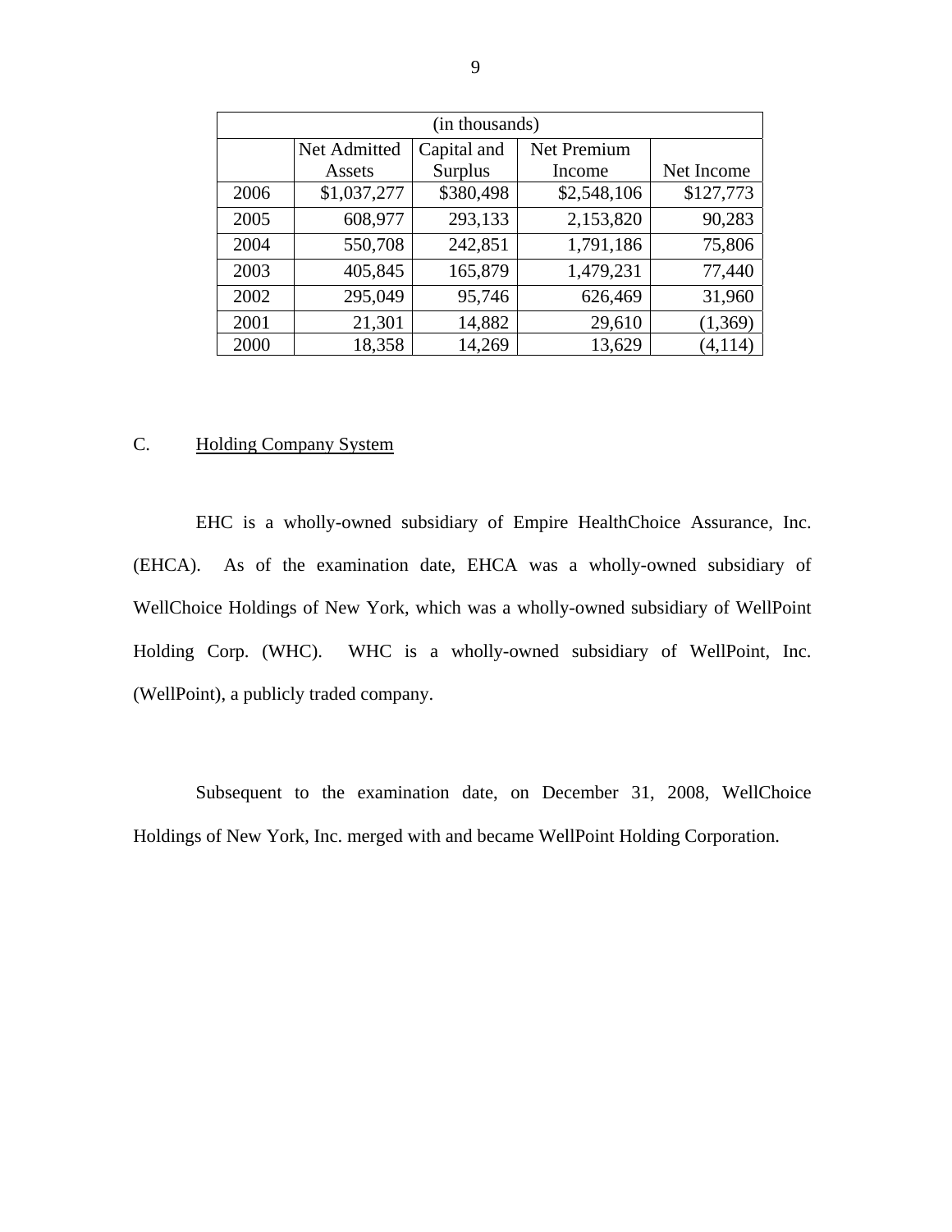| (in thousands) | | | | |
|---|---|---|---|---|
| | Net Admitted Assets | Capital and Surplus | Net Premium Income | Net Income |
| 2006 | $1,037,277 | $380,498 | $2,548,106 | $127,773 |
| 2005 | 608,977 | 293,133 | 2,153,820 | 90,283 |
| 2004 | 550,708 | 242,851 | 1,791,186 | 75,806 |
| 2003 | 405,845 | 165,879 | 1,479,231 | 77,440 |
| 2002 | 295,049 | 95,746 | 626,469 | 31,960 |
| 2001 | 21,301 | 14,882 | 29,610 | (1,369) |
| 2000 | 18,358 | 14,269 | 13,629 | (4,114) |

## C. Holding Company System

EHC is a wholly-owned subsidiary of Empire HealthChoice Assurance, Inc. (EHCA). As of the examination date, EHCA was a wholly-owned subsidiary of WellChoice Holdings of New York, which was a wholly-owned subsidiary of WellPoint Holding Corp. (WHC). WHC is a wholly-owned subsidiary of WellPoint, Inc. (WellPoint), a publicly traded company.

Subsequent to the examination date, on December 31, 2008, WellChoice Holdings of New York, Inc. merged with and became WellPoint Holding Corporation.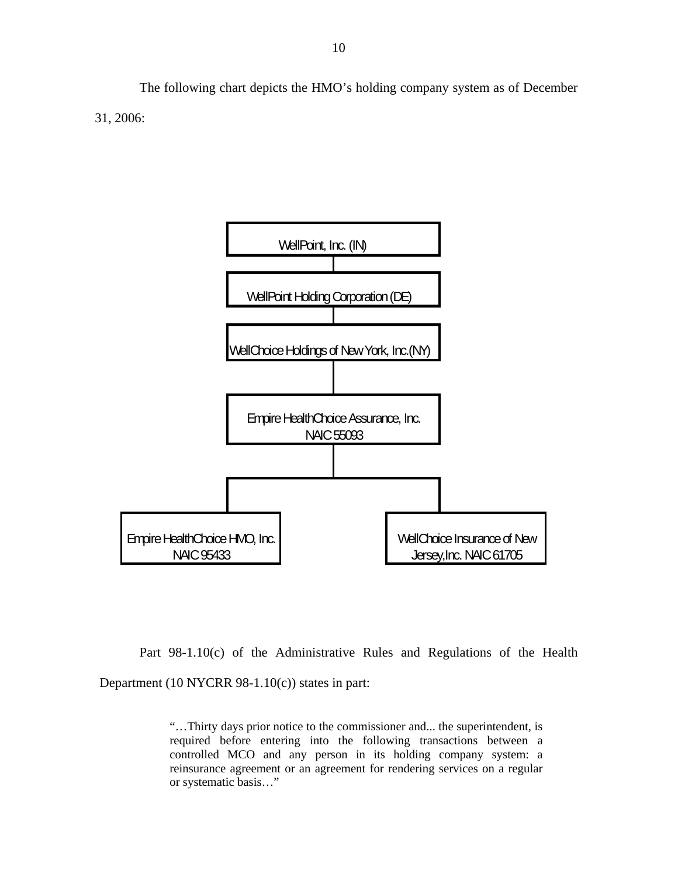The following chart depicts the HMO's holding company system as of December 31, 2006:

WellPoint, Inc. (IN)

WellPoint Holding Corporation (DE)

WellChoice Holdings of New York, Inc.(NY)

Empire HealthChoice Assurance, Inc. NAIC 55093

Empire HealthChoice HMO, Inc. NAIC 95433

WellChoice Insurance of New Jersey,Inc. NAIC 61705

Part 98-1.10(c) of the Administrative Rules and Regulations of the Health Department (10 NYCRR 98-1.10(c)) states in part:

> "…Thirty days prior notice to the commissioner and... the superintendent, is required before entering into the following transactions between a controlled MCO and any person in its holding company system: a reinsurance agreement or an agreement for rendering services on a regular or systematic basis…"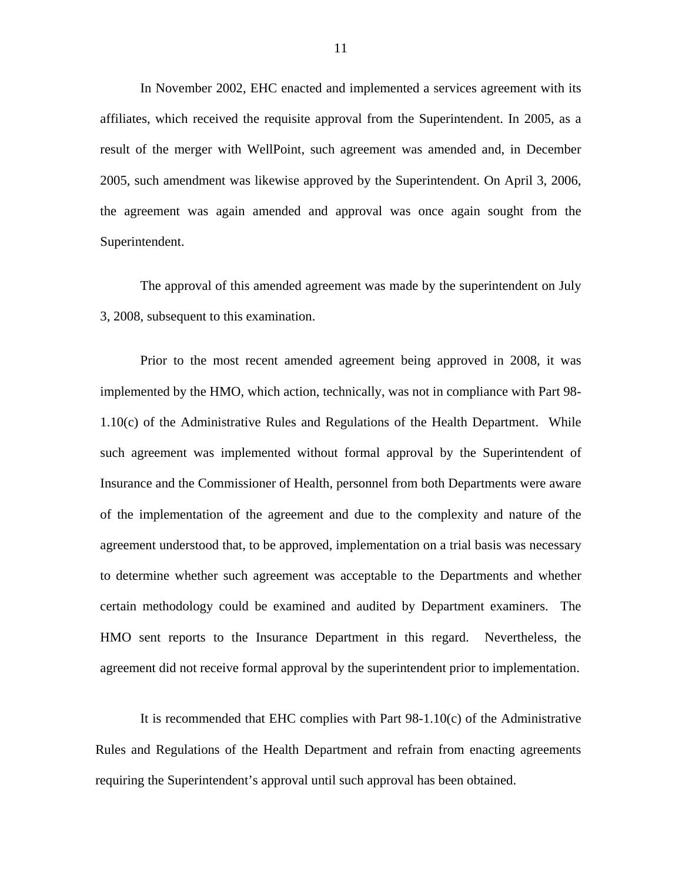In November 2002, EHC enacted and implemented a services agreement with its affiliates, which received the requisite approval from the Superintendent. In 2005, as a result of the merger with WellPoint, such agreement was amended and, in December 2005, such amendment was likewise approved by the Superintendent. On April 3, 2006, the agreement was again amended and approval was once again sought from the Superintendent.

The approval of this amended agreement was made by the superintendent on July 3, 2008, subsequent to this examination.

Prior to the most recent amended agreement being approved in 2008, it was implemented by the HMO, which action, technically, was not in compliance with Part 98-1.10(c) of the Administrative Rules and Regulations of the Health Department. While such agreement was implemented without formal approval by the Superintendent of Insurance and the Commissioner of Health, personnel from both Departments were aware of the implementation of the agreement and due to the complexity and nature of the agreement understood that, to be approved, implementation on a trial basis was necessary to determine whether such agreement was acceptable to the Departments and whether certain methodology could be examined and audited by Department examiners. The HMO sent reports to the Insurance Department in this regard. Nevertheless, the agreement did not receive formal approval by the superintendent prior to implementation.

It is recommended that EHC complies with Part 98-1.10(c) of the Administrative Rules and Regulations of the Health Department and refrain from enacting agreements requiring the Superintendent's approval until such approval has been obtained.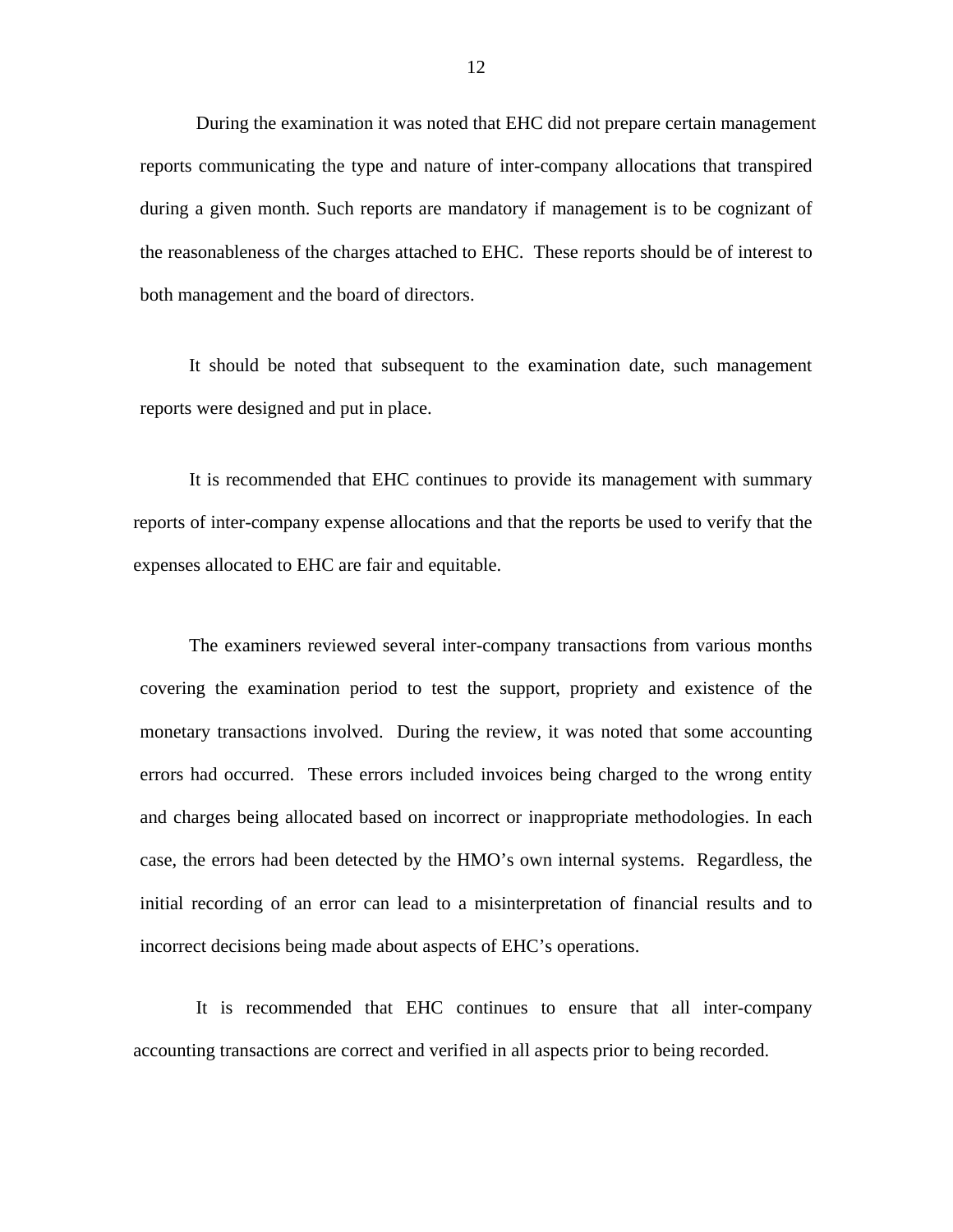During the examination it was noted that EHC did not prepare certain management reports communicating the type and nature of inter-company allocations that transpired during a given month. Such reports are mandatory if management is to be cognizant of the reasonableness of the charges attached to EHC. These reports should be of interest to both management and the board of directors.

It should be noted that subsequent to the examination date, such management reports were designed and put in place.

It is recommended that EHC continues to provide its management with summary reports of inter-company expense allocations and that the reports be used to verify that the expenses allocated to EHC are fair and equitable.

The examiners reviewed several inter-company transactions from various months covering the examination period to test the support, propriety and existence of the monetary transactions involved. During the review, it was noted that some accounting errors had occurred. These errors included invoices being charged to the wrong entity and charges being allocated based on incorrect or inappropriate methodologies. In each case, the errors had been detected by the HMO's own internal systems. Regardless, the initial recording of an error can lead to a misinterpretation of financial results and to incorrect decisions being made about aspects of EHC's operations.

It is recommended that EHC continues to ensure that all inter-company accounting transactions are correct and verified in all aspects prior to being recorded.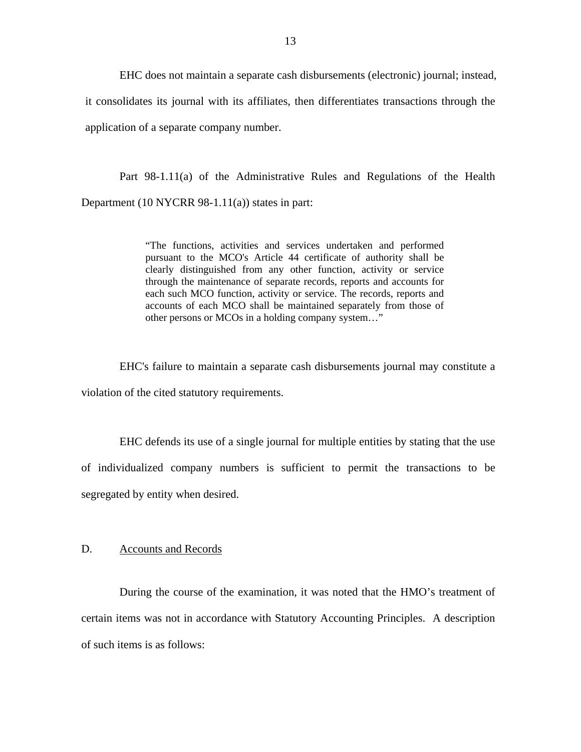EHC does not maintain a separate cash disbursements (electronic) journal; instead, it consolidates its journal with its affiliates, then differentiates transactions through the application of a separate company number.

Part 98-1.11(a) of the Administrative Rules and Regulations of the Health Department (10 NYCRR 98-1.11(a)) states in part:

> "The functions, activities and services undertaken and performed pursuant to the MCO's Article 44 certificate of authority shall be clearly distinguished from any other function, activity or service through the maintenance of separate records, reports and accounts for each such MCO function, activity or service. The records, reports and accounts of each MCO shall be maintained separately from those of other persons or MCOs in a holding company system…"

EHC's failure to maintain a separate cash disbursements journal may constitute a violation of the cited statutory requirements.

EHC defends its use of a single journal for multiple entities by stating that the use of individualized company numbers is sufficient to permit the transactions to be segregated by entity when desired.

## D. Accounts and Records

During the course of the examination, it was noted that the HMO's treatment of certain items was not in accordance with Statutory Accounting Principles. A description of such items is as follows: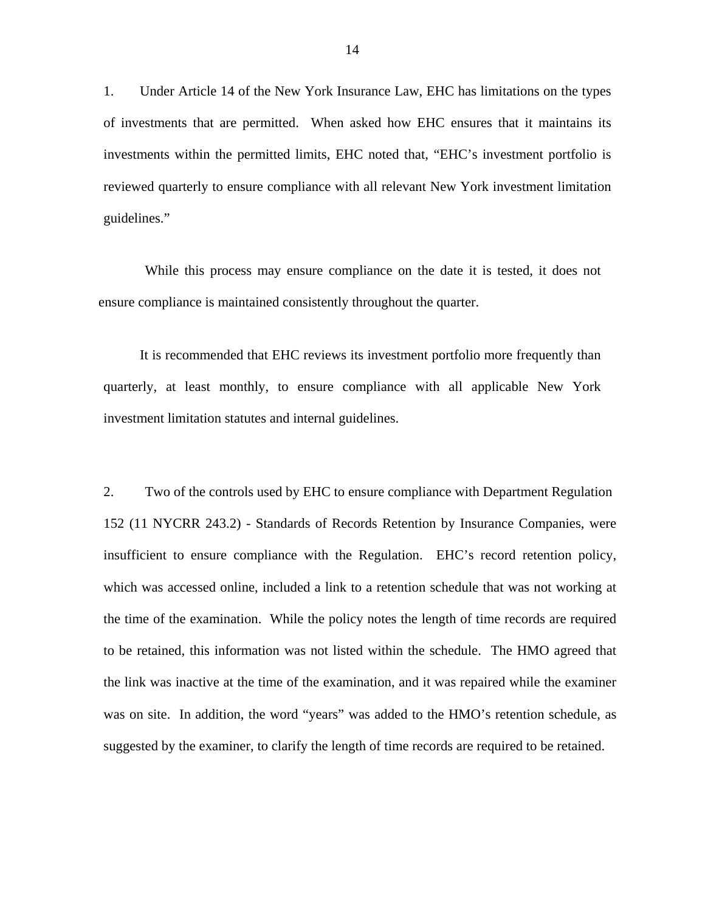1. Under Article 14 of the New York Insurance Law, EHC has limitations on the types of investments that are permitted. When asked how EHC ensures that it maintains its investments within the permitted limits, EHC noted that, "EHC's investment portfolio is reviewed quarterly to ensure compliance with all relevant New York investment limitation guidelines."

While this process may ensure compliance on the date it is tested, it does not ensure compliance is maintained consistently throughout the quarter.

It is recommended that EHC reviews its investment portfolio more frequently than quarterly, at least monthly, to ensure compliance with all applicable New York investment limitation statutes and internal guidelines.

2. Two of the controls used by EHC to ensure compliance with Department Regulation 152 (11 NYCRR 243.2) - Standards of Records Retention by Insurance Companies, were insufficient to ensure compliance with the Regulation. EHC's record retention policy, which was accessed online, included a link to a retention schedule that was not working at the time of the examination. While the policy notes the length of time records are required to be retained, this information was not listed within the schedule. The HMO agreed that the link was inactive at the time of the examination, and it was repaired while the examiner was on site. In addition, the word "years" was added to the HMO's retention schedule, as suggested by the examiner, to clarify the length of time records are required to be retained.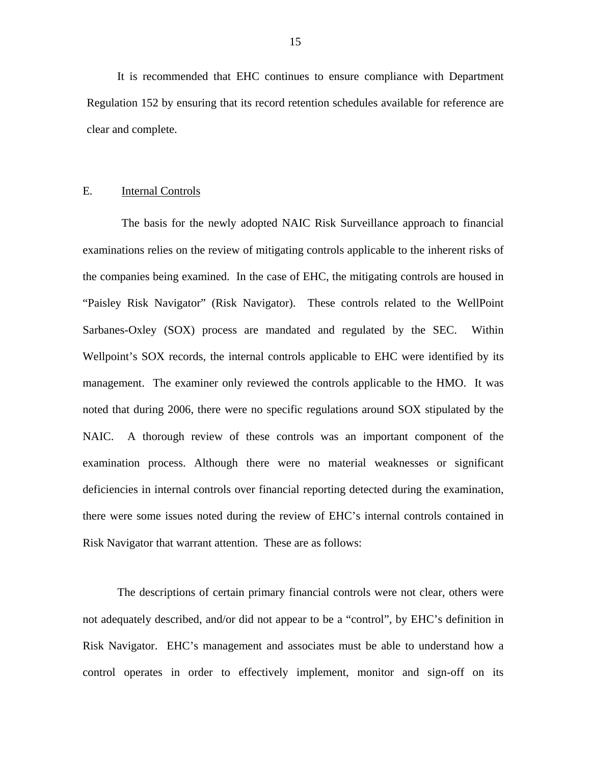It is recommended that EHC continues to ensure compliance with Department Regulation 152 by ensuring that its record retention schedules available for reference are clear and complete.

## E. Internal Controls

The basis for the newly adopted NAIC Risk Surveillance approach to financial examinations relies on the review of mitigating controls applicable to the inherent risks of the companies being examined. In the case of EHC, the mitigating controls are housed in "Paisley Risk Navigator" (Risk Navigator). These controls related to the WellPoint Sarbanes-Oxley (SOX) process are mandated and regulated by the SEC. Within Wellpoint's SOX records, the internal controls applicable to EHC were identified by its management. The examiner only reviewed the controls applicable to the HMO. It was noted that during 2006, there were no specific regulations around SOX stipulated by the NAIC. A thorough review of these controls was an important component of the examination process. Although there were no material weaknesses or significant deficiencies in internal controls over financial reporting detected during the examination, there were some issues noted during the review of EHC's internal controls contained in Risk Navigator that warrant attention. These are as follows:

The descriptions of certain primary financial controls were not clear, others were not adequately described, and/or did not appear to be a "control", by EHC's definition in Risk Navigator. EHC's management and associates must be able to understand how a control operates in order to effectively implement, monitor and sign-off on its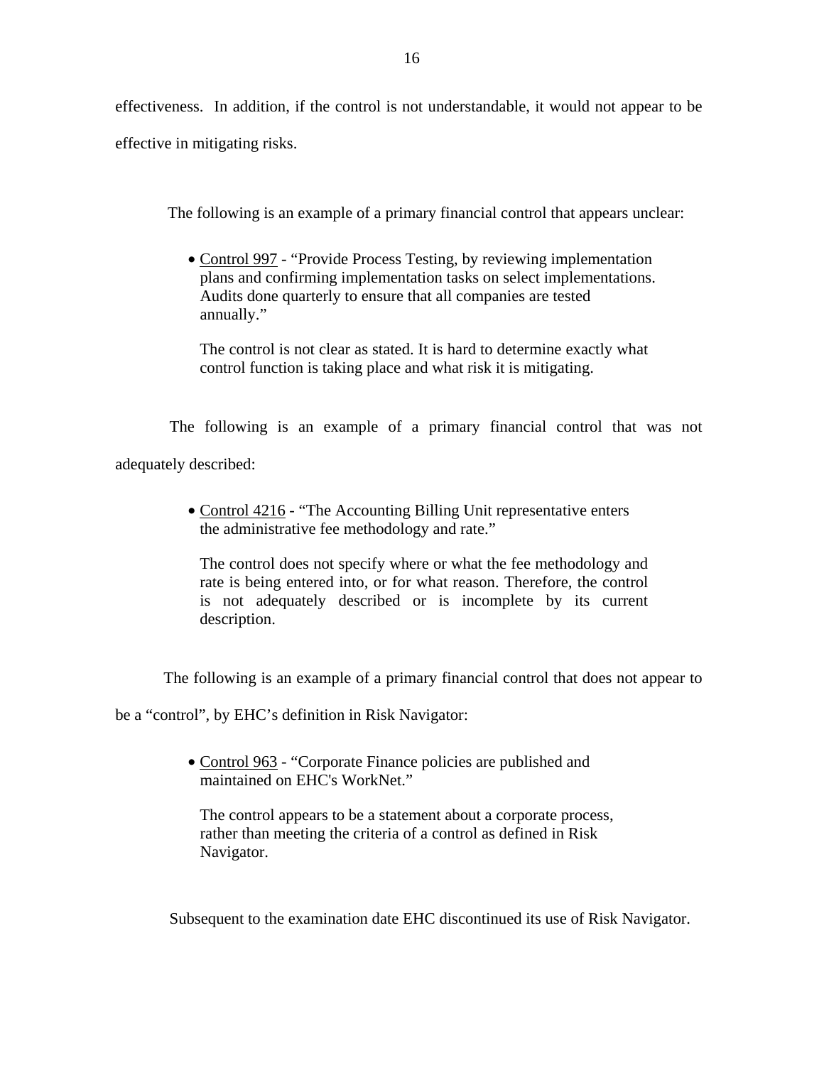effectiveness. In addition, if the control is not understandable, it would not appear to be effective in mitigating risks.

The following is an example of a primary financial control that appears unclear:

- Control 997 - "Provide Process Testing, by reviewing implementation plans and confirming implementation tasks on select implementations. Audits done quarterly to ensure that all companies are tested annually."

  The control is not clear as stated. It is hard to determine exactly what control function is taking place and what risk it is mitigating.

The following is an example of a primary financial control that was not adequately described:

- Control 4216 - "The Accounting Billing Unit representative enters the administrative fee methodology and rate."

  The control does not specify where or what the fee methodology and rate is being entered into, or for what reason. Therefore, the control is not adequately described or is incomplete by its current description.

The following is an example of a primary financial control that does not appear to be a "control", by EHC's definition in Risk Navigator:

- Control 963 - "Corporate Finance policies are published and maintained on EHC's WorkNet."

  The control appears to be a statement about a corporate process, rather than meeting the criteria of a control as defined in Risk Navigator.

Subsequent to the examination date EHC discontinued its use of Risk Navigator.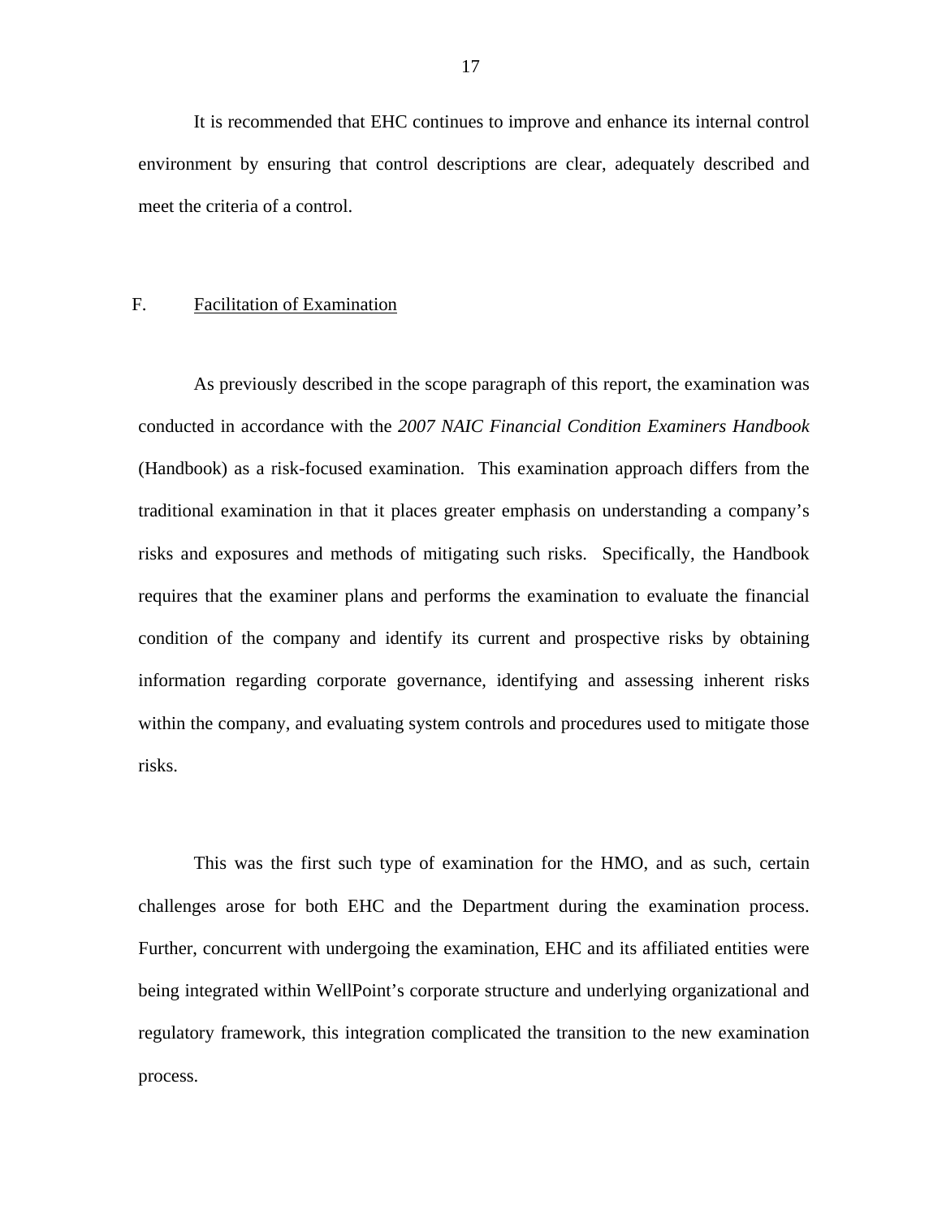It is recommended that EHC continues to improve and enhance its internal control environment by ensuring that control descriptions are clear, adequately described and meet the criteria of a control.

F. <u>Facilitation of Examination</u>

As previously described in the scope paragraph of this report, the examination was conducted in accordance with the *2007 NAIC Financial Condition Examiners Handbook* (Handbook) as a risk-focused examination. This examination approach differs from the traditional examination in that it places greater emphasis on understanding a company's risks and exposures and methods of mitigating such risks. Specifically, the Handbook requires that the examiner plans and performs the examination to evaluate the financial condition of the company and identify its current and prospective risks by obtaining information regarding corporate governance, identifying and assessing inherent risks within the company, and evaluating system controls and procedures used to mitigate those risks.

This was the first such type of examination for the HMO, and as such, certain challenges arose for both EHC and the Department during the examination process. Further, concurrent with undergoing the examination, EHC and its affiliated entities were being integrated within WellPoint's corporate structure and underlying organizational and regulatory framework, this integration complicated the transition to the new examination process.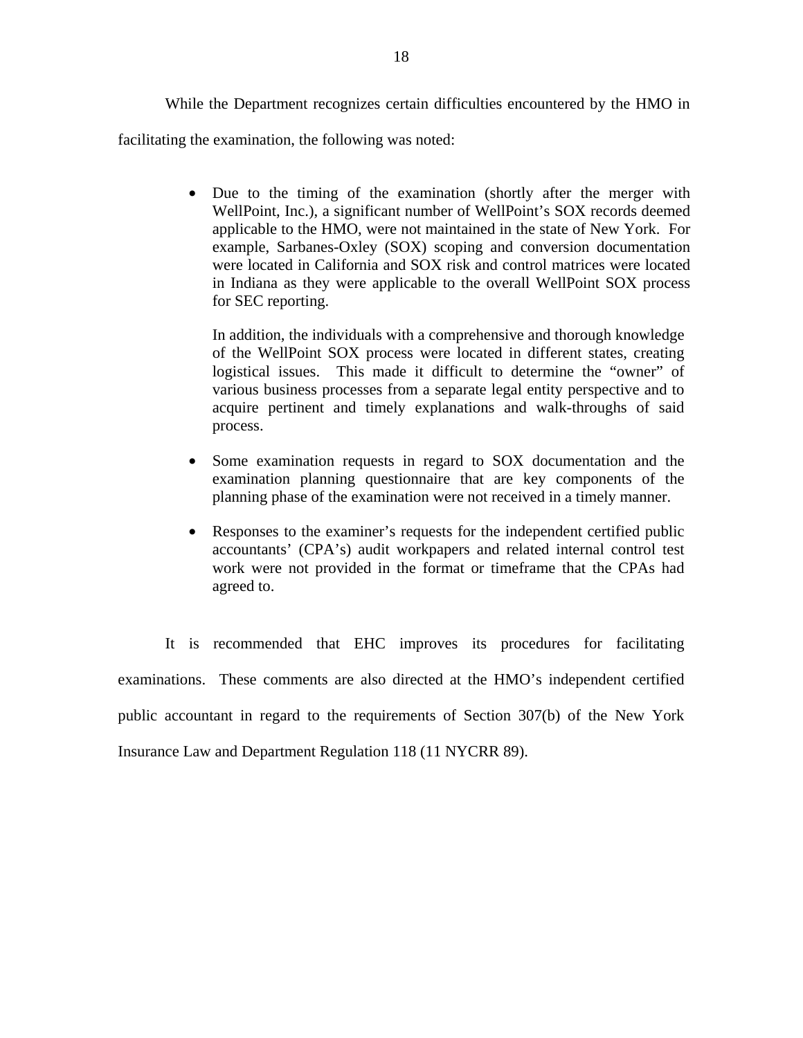While the Department recognizes certain difficulties encountered by the HMO in facilitating the examination, the following was noted:

- Due to the timing of the examination (shortly after the merger with WellPoint, Inc.), a significant number of WellPoint's SOX records deemed applicable to the HMO, were not maintained in the state of New York. For example, Sarbanes-Oxley (SOX) scoping and conversion documentation were located in California and SOX risk and control matrices were located in Indiana as they were applicable to the overall WellPoint SOX process for SEC reporting.

  In addition, the individuals with a comprehensive and thorough knowledge of the WellPoint SOX process were located in different states, creating logistical issues. This made it difficult to determine the "owner" of various business processes from a separate legal entity perspective and to acquire pertinent and timely explanations and walk-throughs of said process.

- Some examination requests in regard to SOX documentation and the examination planning questionnaire that are key components of the planning phase of the examination were not received in a timely manner.

- Responses to the examiner's requests for the independent certified public accountants' (CPA's) audit workpapers and related internal control test work were not provided in the format or timeframe that the CPAs had agreed to.

It is recommended that EHC improves its procedures for facilitating examinations. These comments are also directed at the HMO's independent certified public accountant in regard to the requirements of Section 307(b) of the New York Insurance Law and Department Regulation 118 (11 NYCRR 89).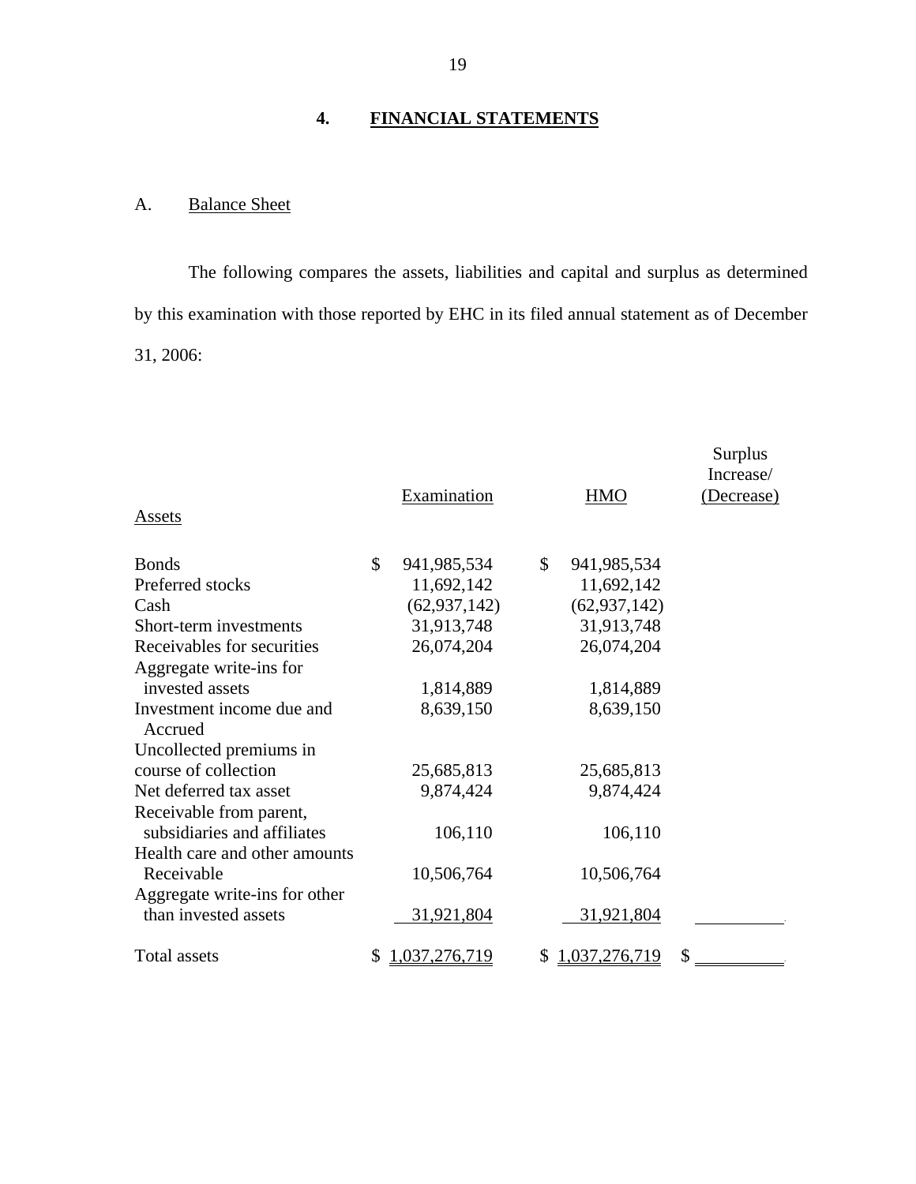## 4. FINANCIAL STATEMENTS

### A. Balance Sheet

The following compares the assets, liabilities and capital and surplus as determined by this examination with those reported by EHC in its filed annual statement as of December 31, 2006:

| Assets | Examination | HMO | Surplus Increase/ (Decrease) |
|---|---|---|---|
| Bonds | $ 941,985,534 | $ 941,985,534 | |
| Preferred stocks | 11,692,142 | 11,692,142 | |
| Cash | (62,937,142) | (62,937,142) | |
| Short-term investments | 31,913,748 | 31,913,748 | |
| Receivables for securities | 26,074,204 | 26,074,204 | |
| Aggregate write-ins for invested assets | 1,814,889 | 1,814,889 | |
| Investment income due and Accrued | 8,639,150 | 8,639,150 | |
| Uncollected premiums in course of collection | 25,685,813 | 25,685,813 | |
| Net deferred tax asset | 9,874,424 | 9,874,424 | |
| Receivable from parent, subsidiaries and affiliates | 106,110 | 106,110 | |
| Health care and other amounts Receivable | 10,506,764 | 10,506,764 | |
| Aggregate write-ins for other than invested assets | 31,921,804 | 31,921,804 | |
| Total assets | $ 1,037,276,719 | $ 1,037,276,719 | $ |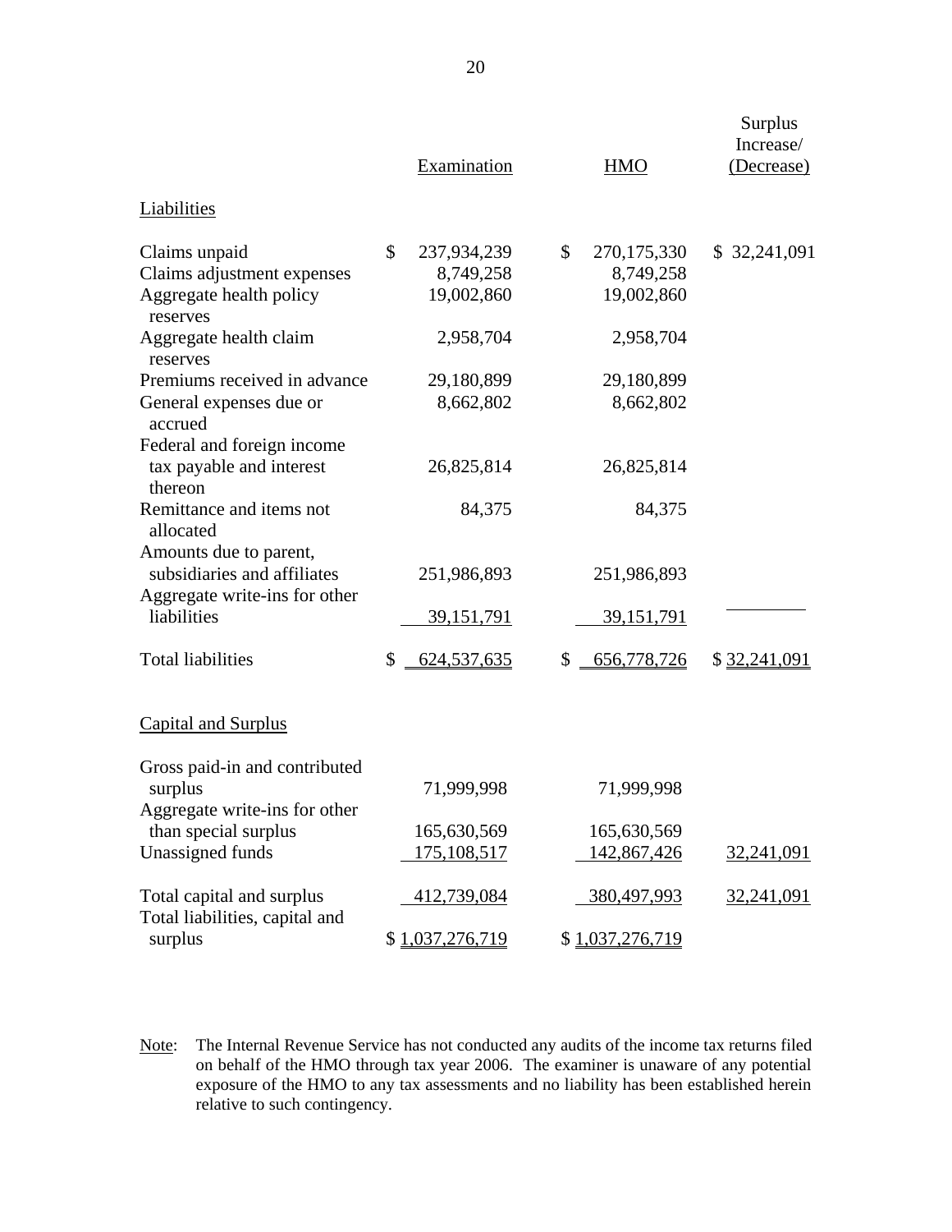| | Examination | HMO | Surplus Increase/ (Decrease) |
|---|---|---|---|
| Liabilities | | | |
| Claims unpaid | $ 237,934,239 | $ 270,175,330 | $ 32,241,091 |
| Claims adjustment expenses | 8,749,258 | 8,749,258 | |
| Aggregate health policy reserves | 19,002,860 | 19,002,860 | |
| Aggregate health claim reserves | 2,958,704 | 2,958,704 | |
| Premiums received in advance | 29,180,899 | 29,180,899 | |
| General expenses due or accrued | 8,662,802 | 8,662,802 | |
| Federal and foreign income tax payable and interest thereon | 26,825,814 | 26,825,814 | |
| Remittance and items not allocated | 84,375 | 84,375 | |
| Amounts due to parent, subsidiaries and affiliates | 251,986,893 | 251,986,893 | |
| Aggregate write-ins for other liabilities | 39,151,791 | 39,151,791 | |
| Total liabilities | $ 624,537,635 | $ 656,778,726 | $ 32,241,091 |
| Capital and Surplus | | | |
| Gross paid-in and contributed surplus | 71,999,998 | 71,999,998 | |
| Aggregate write-ins for other than special surplus | 165,630,569 | 165,630,569 | |
| Unassigned funds | 175,108,517 | 142,867,426 | 32,241,091 |
| Total capital and surplus | 412,739,084 | 380,497,993 | 32,241,091 |
| Total liabilities, capital and surplus | $ 1,037,276,719 | $ 1,037,276,719 | |

Note: The Internal Revenue Service has not conducted any audits of the income tax returns filed on behalf of the HMO through tax year 2006. The examiner is unaware of any potential exposure of the HMO to any tax assessments and no liability has been established herein relative to such contingency.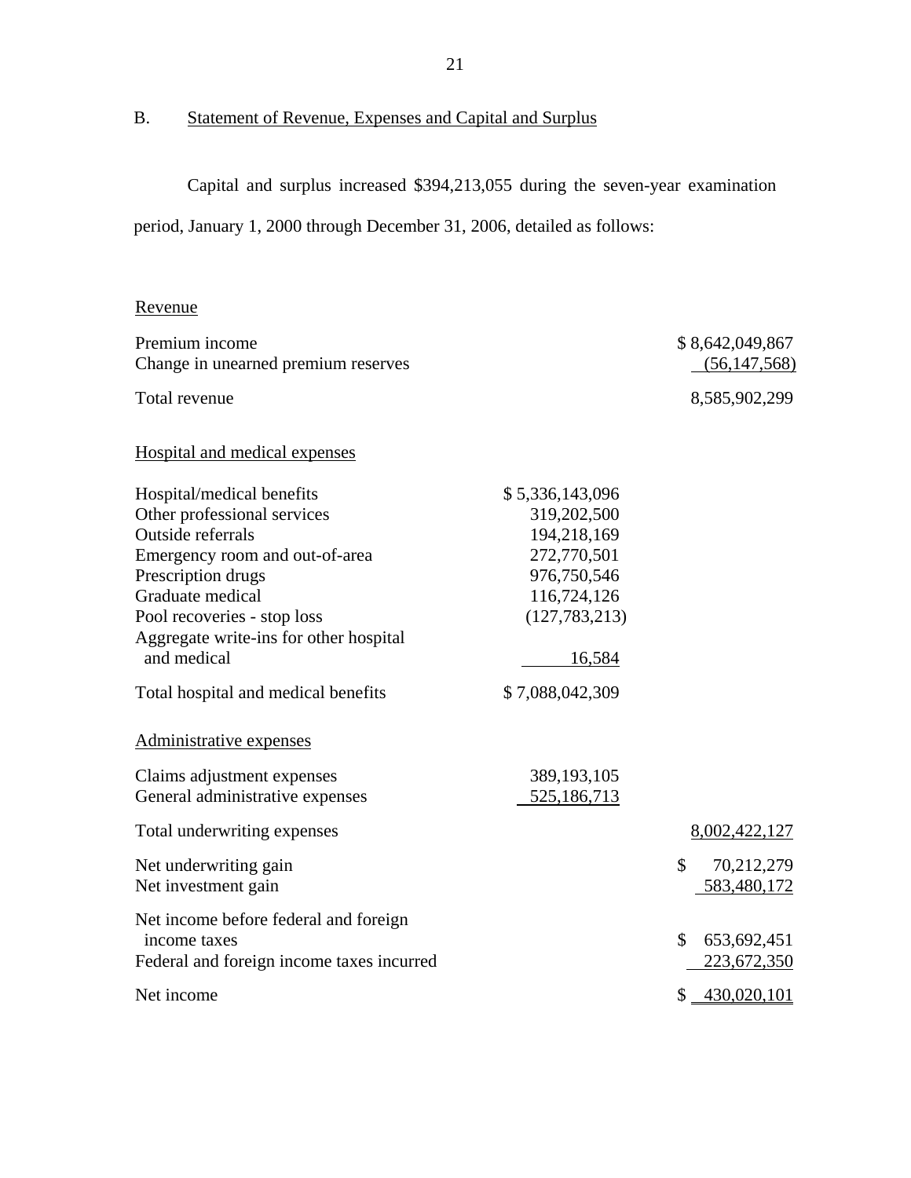## B. Statement of Revenue, Expenses and Capital and Surplus

Capital and surplus increased $394,213,055 during the seven-year examination period, January 1, 2000 through December 31, 2006, detailed as follows:

| | | |
|---|---|---|
| Revenue | | |
| Premium income | | $ 8,642,049,867 |
| Change in unearned premium reserves | | (56,147,568) |
| Total revenue | | 8,585,902,299 |
| Hospital and medical expenses | | |
| Hospital/medical benefits | $ 5,336,143,096 | |
| Other professional services | 319,202,500 | |
| Outside referrals | 194,218,169 | |
| Emergency room and out-of-area | 272,770,501 | |
| Prescription drugs | 976,750,546 | |
| Graduate medical | 116,724,126 | |
| Pool recoveries - stop loss | (127,783,213) | |
| Aggregate write-ins for other hospital and medical | 16,584 | |
| Total hospital and medical benefits | $ 7,088,042,309 | |
| Administrative expenses | | |
| Claims adjustment expenses | 389,193,105 | |
| General administrative expenses | 525,186,713 | |
| Total underwriting expenses | | 8,002,422,127 |
| Net underwriting gain | | $ 70,212,279 |
| Net investment gain | | 583,480,172 |
| Net income before federal and foreign income taxes | | $ 653,692,451 |
| Federal and foreign income taxes incurred | | 223,672,350 |
| Net income | | $ 430,020,101 |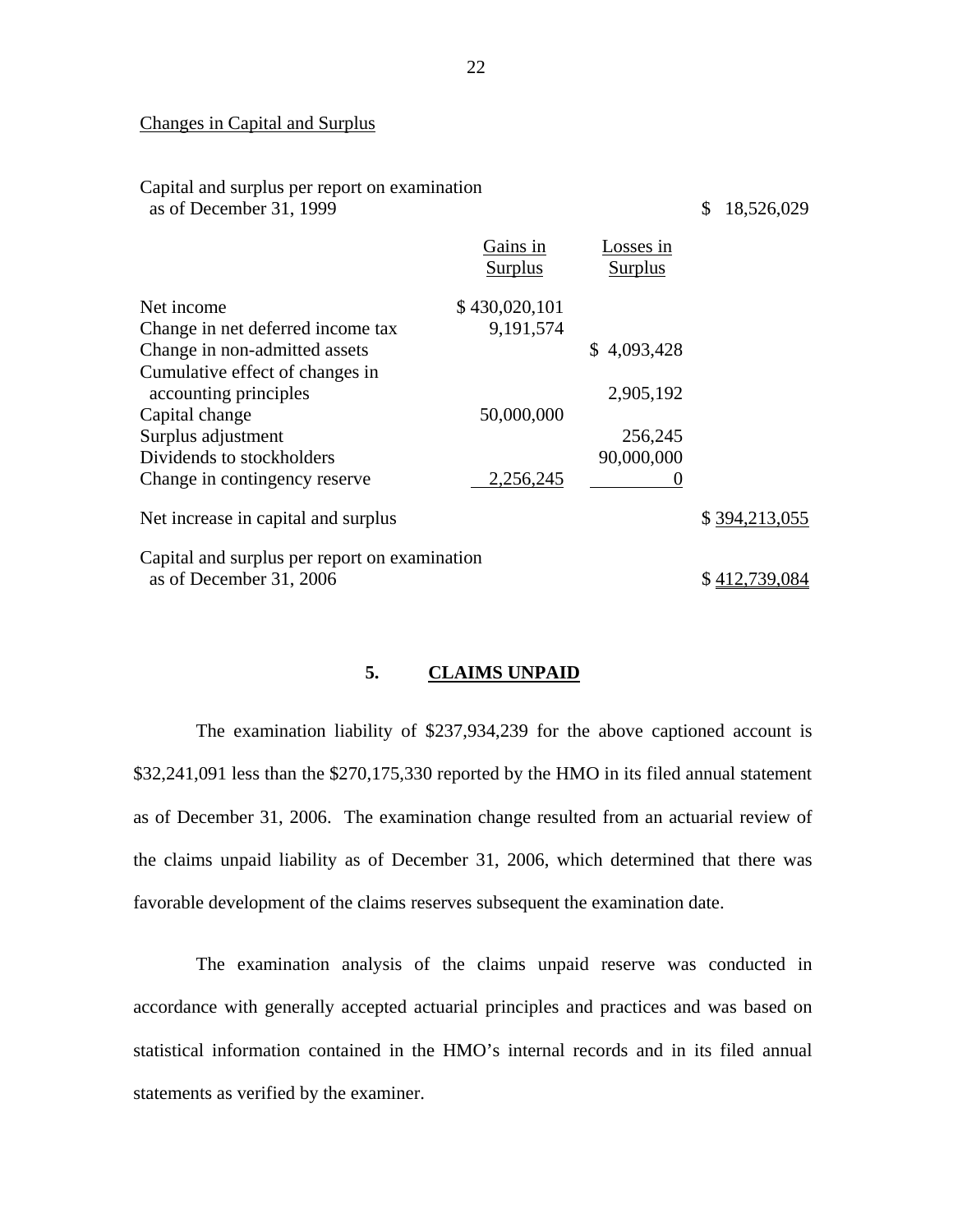Changes in Capital and Surplus

| | Gains in Surplus | Losses in Surplus | |
|---|---|---|---|
| Capital and surplus per report on examination as of December 31, 1999 | | | $ 18,526,029 |
| Net income | $ 430,020,101 | | |
| Change in net deferred income tax | 9,191,574 | | |
| Change in non-admitted assets | | $ 4,093,428 | |
| Cumulative effect of changes in accounting principles | | 2,905,192 | |
| Capital change | 50,000,000 | | |
| Surplus adjustment | | 256,245 | |
| Dividends to stockholders | | 90,000,000 | |
| Change in contingency reserve | 2,256,245 | 0 | |
| Net increase in capital and surplus | | | $ 394,213,055 |
| Capital and surplus per report on examination as of December 31, 2006 | | | $ 412,739,084 |

## 5. CLAIMS UNPAID

The examination liability of $237,934,239 for the above captioned account is $32,241,091 less than the $270,175,330 reported by the HMO in its filed annual statement as of December 31, 2006. The examination change resulted from an actuarial review of the claims unpaid liability as of December 31, 2006, which determined that there was favorable development of the claims reserves subsequent the examination date.

The examination analysis of the claims unpaid reserve was conducted in accordance with generally accepted actuarial principles and practices and was based on statistical information contained in the HMO's internal records and in its filed annual statements as verified by the examiner.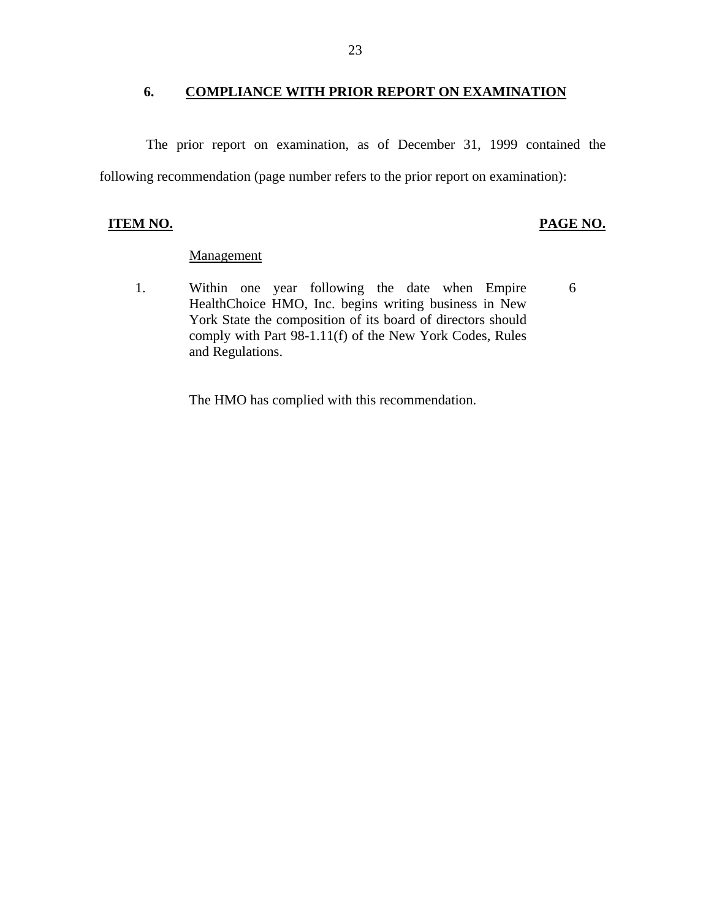## 6. COMPLIANCE WITH PRIOR REPORT ON EXAMINATION

The prior report on examination, as of December 31, 1999 contained the following recommendation (page number refers to the prior report on examination):

| ITEM NO. | | PAGE NO. |
|---|---|---|
| | Management | |
| 1. | Within one year following the date when Empire HealthChoice HMO, Inc. begins writing business in New York State the composition of its board of directors should comply with Part 98-1.11(f) of the New York Codes, Rules and Regulations. | 6 |

The HMO has complied with this recommendation.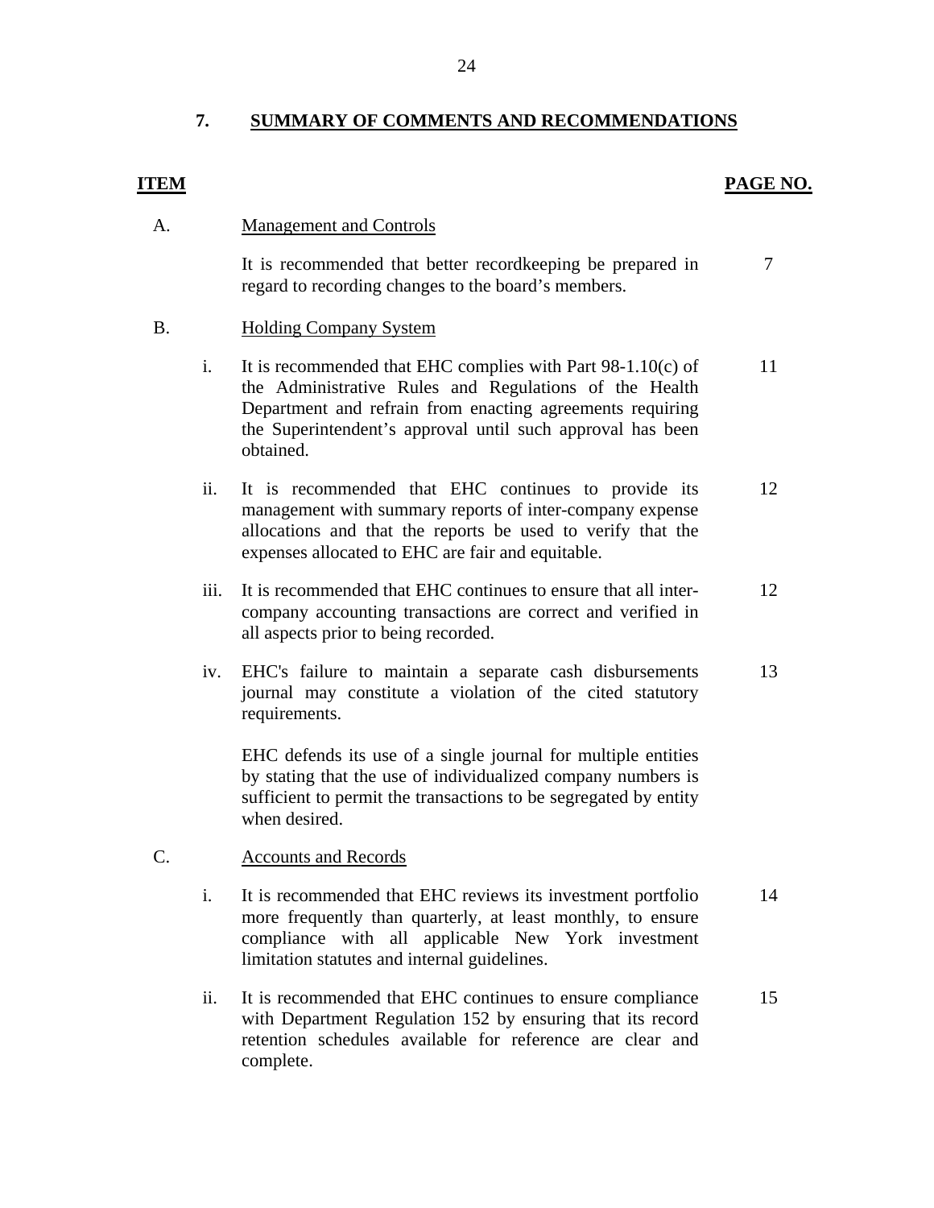## 7. SUMMARY OF COMMENTS AND RECOMMENDATIONS

| ITEM | | | PAGE NO. |
|---|---|---|---|
| A. | | Management and Controls | |
| | | It is recommended that better recordkeeping be prepared in regard to recording changes to the board's members. | 7 |
| B. | | Holding Company System | |
| | i. | It is recommended that EHC complies with Part 98-1.10(c) of the Administrative Rules and Regulations of the Health Department and refrain from enacting agreements requiring the Superintendent's approval until such approval has been obtained. | 11 |
| | ii. | It is recommended that EHC continues to provide its management with summary reports of inter-company expense allocations and that the reports be used to verify that the expenses allocated to EHC are fair and equitable. | 12 |
| | iii. | It is recommended that EHC continues to ensure that all inter-company accounting transactions are correct and verified in all aspects prior to being recorded. | 12 |
| | iv. | EHC's failure to maintain a separate cash disbursements journal may constitute a violation of the cited statutory requirements.<br><br>EHC defends its use of a single journal for multiple entities by stating that the use of individualized company numbers is sufficient to permit the transactions to be segregated by entity when desired. | 13 |
| C. | | Accounts and Records | |
| | i. | It is recommended that EHC reviews its investment portfolio more frequently than quarterly, at least monthly, to ensure compliance with all applicable New York investment limitation statutes and internal guidelines. | 14 |
| | ii. | It is recommended that EHC continues to ensure compliance with Department Regulation 152 by ensuring that its record retention schedules available for reference are clear and complete. | 15 |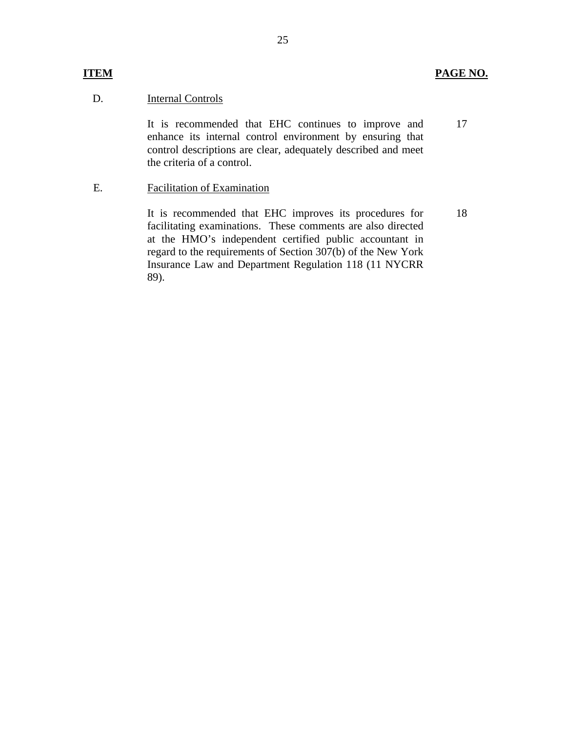| ITEM | | PAGE NO. |
|---|---|---|
| D. | Internal Controls | |
| | It is recommended that EHC continues to improve and enhance its internal control environment by ensuring that control descriptions are clear, adequately described and meet the criteria of a control. | 17 |
| E. | Facilitation of Examination | |
| | It is recommended that EHC improves its procedures for facilitating examinations. These comments are also directed at the HMO's independent certified public accountant in regard to the requirements of Section 307(b) of the New York Insurance Law and Department Regulation 118 (11 NYCRR 89). | 18 |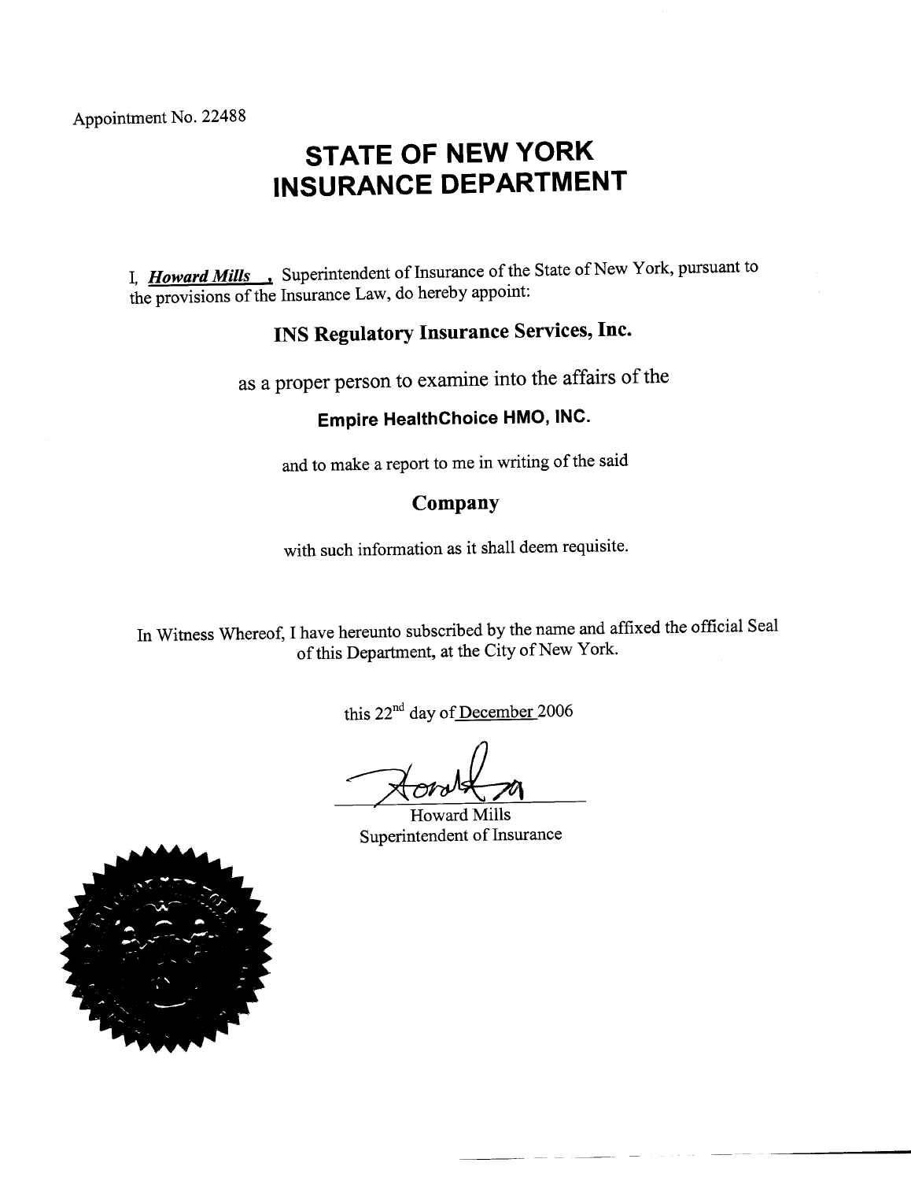Appointment No. 22488

# STATE OF NEW YORK
# INSURANCE DEPARTMENT

I, ***Howard Mills***, Superintendent of Insurance of the State of New York, pursuant to the provisions of the Insurance Law, do hereby appoint:

**INS Regulatory Insurance Services, Inc.**

as a proper person to examine into the affairs of the

**Empire HealthChoice HMO, INC.**

and to make a report to me in writing of the said

**Company**

with such information as it shall deem requisite.

In Witness Whereof, I have hereunto subscribed by the name and affixed the official Seal of this Department, at the City of New York.

this 22nd day of December 2006

Howard Mills
Superintendent of Insurance